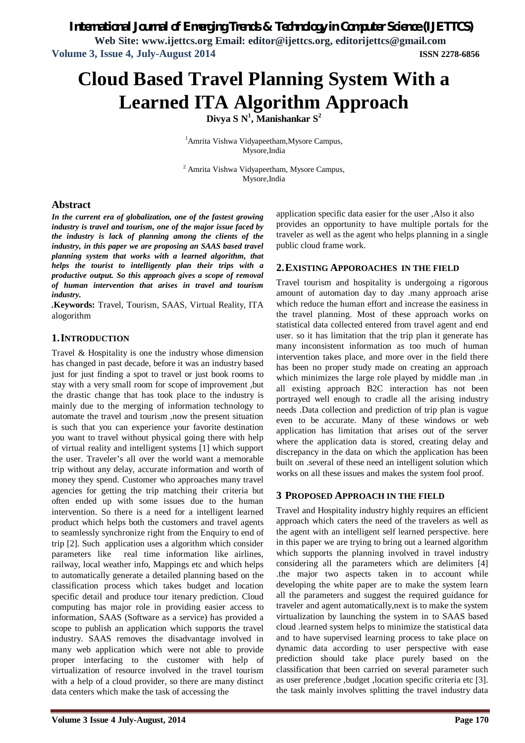# Cloud Based Travel Planning System With a Learned ITA Algorithm Approach

**Divya S N[1], Manishankar S[2]**

[1]Amrita Vishwa Vidyapeetham,Mysore Campus, Mysore,India

[2] Amrita Vishwa Vidyapeetham, Mysore Campus, Mysore,India

## Abstract

***In the current era of globalization, one of the fastest growing industry is travel and tourism, one of the major issue faced by the industry is lack of planning among the clients of the industry, in this paper we are proposing an SAAS based travel planning system that works with a learned algorithm, that helps the tourist to intelligently plan their trips with a productive output. So this approach gives a scope of removal of human intervention that arises in travel and tourism industry.***

**.Keywords:** Travel, Tourism, SAAS, Virtual Reality, ITA alogorithm

## 1. Introduction

Travel & Hospitality is one the industry whose dimension has changed in past decade, before it was an industry based just for just finding a spot to travel or just book rooms to stay with a very small room for scope of improvement ,but the drastic change that has took place to the industry is mainly due to the merging of information technology to automate the travel and tourism ,now the present situation is such that you can experience your favorite destination you want to travel without physical going there with help of virtual reality and intelligent systems [1] which support the user. Traveler's all over the world want a memorable trip without any delay, accurate information and worth of money they spend. Customer who approaches many travel agencies for getting the trip matching their criteria but often ended up with some issues due to the human intervention. So there is a need for a intelligent learned product which helps both the customers and travel agents to seamlessly synchronize right from the Enquiry to end of trip [2]. Such application uses a algorithm which consider parameters like real time information like airlines, railway, local weather info, Mappings etc and which helps to automatically generate a detailed planning based on the classification process which takes budget and location specific detail and produce tour itenary prediction. Cloud computing has major role in providing easier access to information, SAAS (Software as a service) has provided a scope to publish an application which supports the travel industry. SAAS removes the disadvantage involved in many web application which were not able to provide proper interfacing to the customer with help of virtualization of resource involved in the travel tourism with a help of a cloud provider, so there are many distinct data centers which make the task of accessing the application specific data easier for the user ,Also it also provides an opportunity to have multiple portals for the traveler as well as the agent who helps planning in a single public cloud frame work.

## 2. Existing Apporoaches in the Field

Travel tourism and hospitality is undergoing a rigorous amount of automation day to day .many approach arise which reduce the human effort and increase the easiness in the travel planning. Most of these approach works on statistical data collected entered from travel agent and end user. so it has limitation that the trip plan it generate has many inconsistent information as too much of human intervention takes place, and more over in the field there has been no proper study made on creating an approach which minimizes the large role played by middle man .in all existing approach B2C interaction has not been portrayed well enough to cradle all the arising industry needs .Data collection and prediction of trip plan is vague even to be accurate. Many of these windows or web application has limitation that arises out of the server where the application data is stored, creating delay and discrepancy in the data on which the application has been built on .several of these need an intelligent solution which works on all these issues and makes the system fool proof.

## 3 Proposed Approach in the Field

Travel and Hospitality industry highly requires an efficient approach which caters the need of the travelers as well as the agent with an intelligent self learned perspective. here in this paper we are trying to bring out a learned algorithm which supports the planning involved in travel industry considering all the parameters which are delimiters [4] .the major two aspects taken in to account while developing the white paper are to make the system learn all the parameters and suggest the required guidance for traveler and agent automatically,next is to make the system virtualization by launching the system in to SAAS based cloud .learned system helps to minimize the statistical data and to have supervised learning process to take place on dynamic data according to user perspective with ease prediction should take place purely based on the classification that been carried on several parameter such as user preference ,budget ,location specific criteria etc [3]. the task mainly involves splitting the travel industry data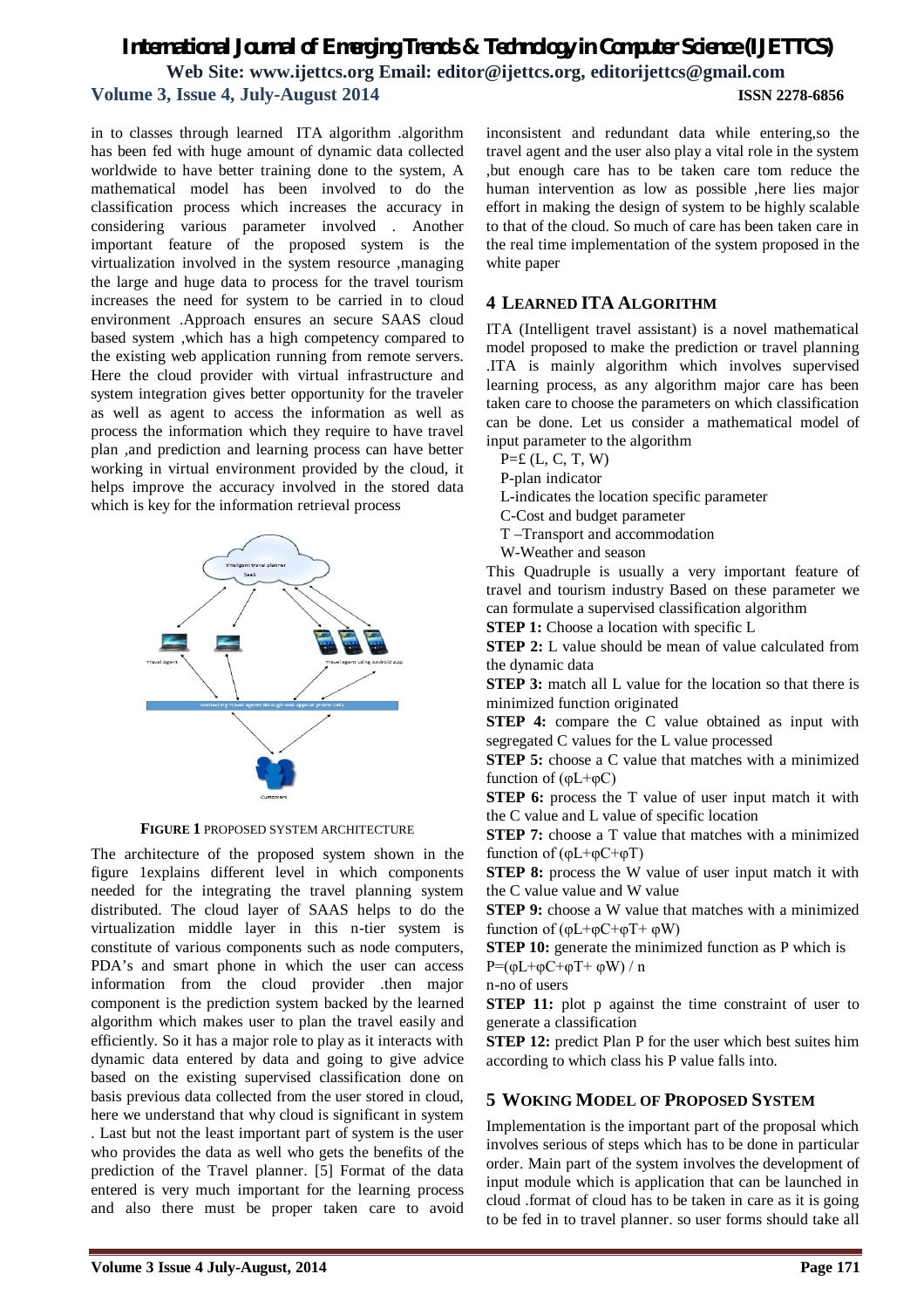in to classes through learned ITA algorithm .algorithm has been fed with huge amount of dynamic data collected worldwide to have better training done to the system, A mathematical model has been involved to do the classification process which increases the accuracy in considering various parameter involved . Another important feature of the proposed system is the virtualization involved in the system resource ,managing the large and huge data to process for the travel tourism increases the need for system to be carried in to cloud environment .Approach ensures an secure SAAS cloud based system ,which has a high competency compared to the existing web application running from remote servers. Here the cloud provider with virtual infrastructure and system integration gives better opportunity for the traveler as well as agent to access the information as well as process the information which they require to have travel plan ,and prediction and learning process can have better working in virtual environment provided by the cloud, it helps improve the accuracy involved in the stored data which is key for the information retrieval process

**FIGURE 1** PROPOSED SYSTEM ARCHITECTURE

The architecture of the proposed system shown in the figure 1explains different level in which components needed for the integrating the travel planning system distributed. The cloud layer of SAAS helps to do the virtualization middle layer in this n-tier system is constitute of various components such as node computers, PDA's and smart phone in which the user can access information from the cloud provider .then major component is the prediction system backed by the learned algorithm which makes user to plan the travel easily and efficiently. So it has a major role to play as it interacts with dynamic data entered by data and going to give advice based on the existing supervised classification done on basis previous data collected from the user stored in cloud, here we understand that why cloud is significant in system . Last but not the least important part of system is the user who provides the data as well who gets the benefits of the prediction of the Travel planner. [5] Format of the data entered is very much important for the learning process and also there must be proper taken care to avoid inconsistent and redundant data while entering,so the travel agent and the user also play a vital role in the system ,but enough care has to be taken care tom reduce the human intervention as low as possible ,here lies major effort in making the design of system to be highly scalable to that of the cloud. So much of care has been taken care in the real time implementation of the system proposed in the white paper

## 4 LEARNED ITA ALGORITHM

ITA (Intelligent travel assistant) is a novel mathematical model proposed to make the prediction or travel planning .ITA is mainly algorithm which involves supervised learning process, as any algorithm major care has been taken care to choose the parameters on which classification can be done. Let us consider a mathematical model of input parameter to the algorithm

$P=£ (L, C, T, W)$

P-plan indicator

L-indicates the location specific parameter

C-Cost and budget parameter

T –Transport and accommodation

W-Weather and season

This Quadruple is usually a very important feature of travel and tourism industry Based on these parameter we can formulate a supervised classification algorithm

**STEP 1:** Choose a location with specific L

**STEP 2:** L value should be mean of value calculated from the dynamic data

**STEP 3:** match all L value for the location so that there is minimized function originated

**STEP 4:** compare the C value obtained as input with segregated C values for the L value processed

**STEP 5:** choose a C value that matches with a minimized function of $(\varphi L+\varphi C)$

**STEP 6:** process the T value of user input match it with the C value and L value of specific location

**STEP 7:** choose a T value that matches with a minimized function of $(\varphi L+\varphi C+\varphi T)$

**STEP 8:** process the W value of user input match it with the C value value and W value

**STEP 9:** choose a W value that matches with a minimized function of $(\varphi L+\varphi C+\varphi T+ \varphi W)$

**STEP 10:** generate the minimized function as P which is

$P=(\varphi L+\varphi C+\varphi T+ \varphi W) / n$

n-no of users

**STEP 11:** plot p against the time constraint of user to generate a classification

**STEP 12:** predict Plan P for the user which best suites him according to which class his P value falls into.

## 5 WOKING MODEL OF PROPOSED SYSTEM

Implementation is the important part of the proposal which involves serious of steps which has to be done in particular order. Main part of the system involves the development of input module which is application that can be launched in cloud .format of cloud has to be taken in care as it is going to be fed in to travel planner. so user forms should take all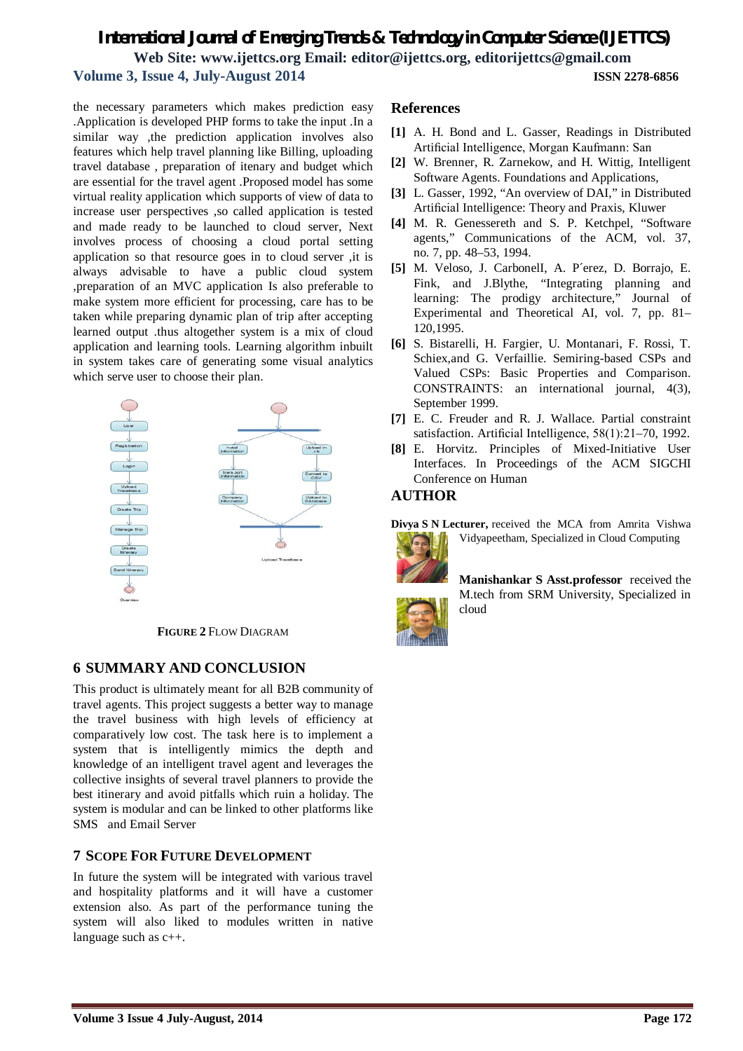the necessary parameters which makes prediction easy .Application is developed PHP forms to take the input .In a similar way ,the prediction application involves also features which help travel planning like Billing, uploading travel database , preparation of itenary and budget which are essential for the travel agent .Proposed model has some virtual reality application which supports of view of data to increase user perspectives ,so called application is tested and made ready to be launched to cloud server, Next involves process of choosing a cloud portal setting application so that resource goes in to cloud server ,it is always advisable to have a public cloud system ,preparation of an MVC application Is also preferable to make system more efficient for processing, care has to be taken while preparing dynamic plan of trip after accepting learned output .thus altogether system is a mix of cloud application and learning tools. Learning algorithm inbuilt in system takes care of generating some visual analytics which serve user to choose their plan.

User
Registration
Login
Upload Travelbase
Create Trip
Manage Trip
Create Itinerary
Send Itinerary
Overview

hotel information
trans port information
Company information
Upload in .xls
Convert to CSV
Upload to DAtabase
Upload Travelbase

**FIGURE 2** FLOW DIAGRAM

## 6 SUMMARY AND CONCLUSION

This product is ultimately meant for all B2B community of travel agents. This project suggests a better way to manage the travel business with high levels of efficiency at comparatively low cost. The task here is to implement a system that is intelligently mimics the depth and knowledge of an intelligent travel agent and leverages the collective insights of several travel planners to provide the best itinerary and avoid pitfalls which ruin a holiday. The system is modular and can be linked to other platforms like SMS and Email Server

## 7 SCOPE FOR FUTURE DEVELOPMENT

In future the system will be integrated with various travel and hospitality platforms and it will have a customer extension also. As part of the performance tuning the system will also liked to modules written in native language such as c++.

## References

[1] A. H. Bond and L. Gasser, Readings in Distributed Artificial Intelligence, Morgan Kaufmann: San

[2] W. Brenner, R. Zarnekow, and H. Wittig, Intelligent Software Agents. Foundations and Applications,

[3] L. Gasser, 1992, "An overview of DAI," in Distributed Artificial Intelligence: Theory and Praxis, Kluwer

[4] M. R. Genessereth and S. P. Ketchpel, "Software agents," Communications of the ACM, vol. 37, no. 7, pp. 48–53, 1994.

[5] M. Veloso, J. CarboneIl, A. P´erez, D. Borrajo, E. Fink, and J.Blythe, "Integrating planning and learning: The prodigy architecture," Journal of Experimental and Theoretical AI, vol. 7, pp. 81–120,1995.

[6] S. Bistarelli, H. Fargier, U. Montanari, F. Rossi, T. Schiex,and G. Verfaillie. Semiring-based CSPs and Valued CSPs: Basic Properties and Comparison. CONSTRAINTS: an international journal, 4(3), September 1999.

[7] E. C. Freuder and R. J. Wallace. Partial constraint satisfaction. Artificial Intelligence, 58(1):21–70, 1992.

[8] E. Horvitz. Principles of Mixed-Initiative User Interfaces. In Proceedings of the ACM SIGCHI Conference on Human

## AUTHOR

**Divya S N Lecturer,** received the MCA from Amrita Vishwa Vidyapeetham, Specialized in Cloud Computing

**Manishankar S Asst.professor** received the M.tech from SRM University, Specialized in cloud